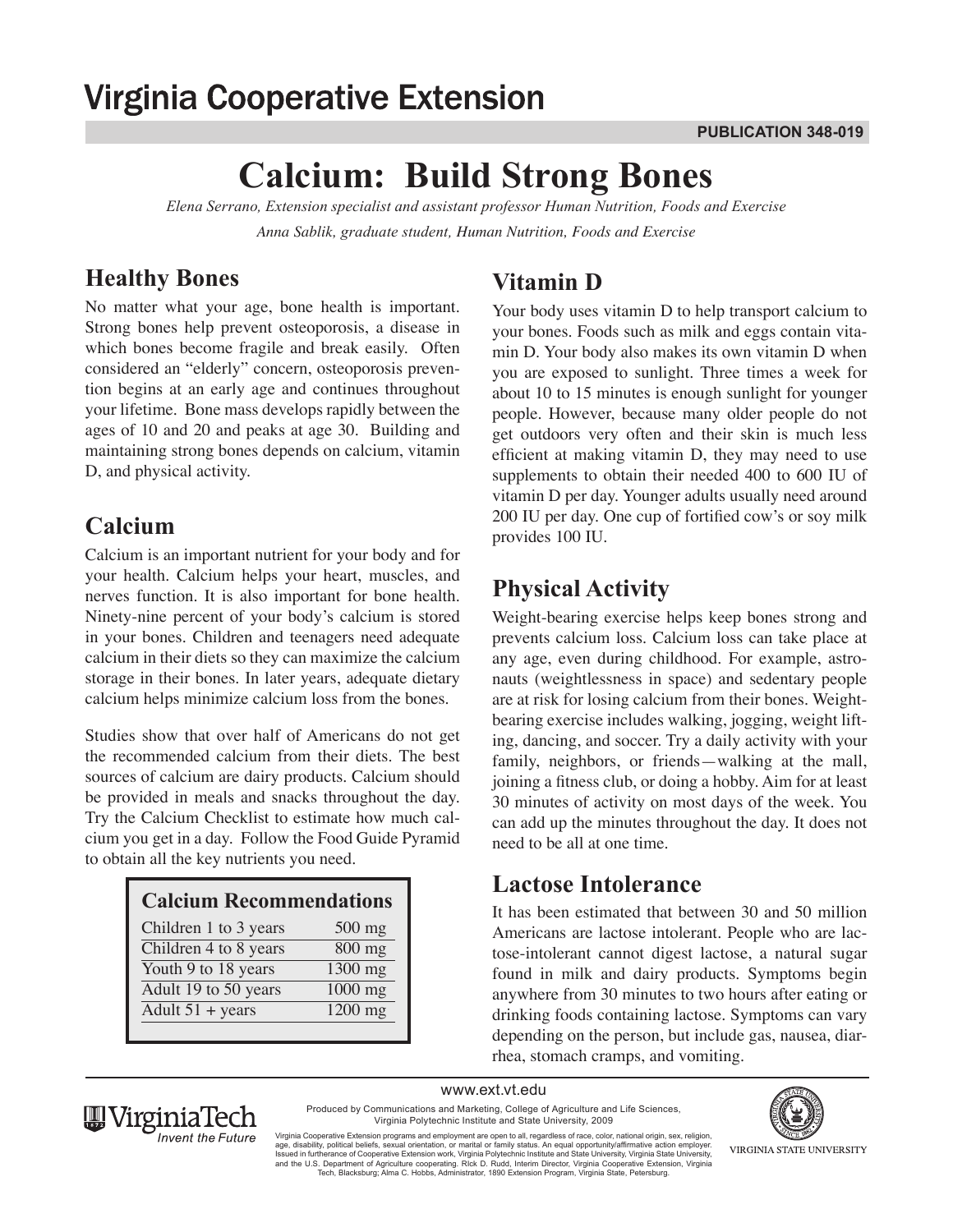# Virginia Cooperative Extension

**PUBLICATION 348-019**

# Calcium: Build Strong Bones

*Elena Serrano, Extension specialist and assistant professor Human Nutrition, Foods and Exercise*

*Anna Sablik, graduate student, Human Nutrition, Foods and Exercise*

## Healthy Bones

No matter what your age, bone health is important. Strong bones help prevent osteoporosis, a disease in which bones become fragile and break easily. Often considered an "elderly" concern, osteoporosis prevention begins at an early age and continues throughout your lifetime. Bone mass develops rapidly between the ages of 10 and 20 and peaks at age 30. Building and maintaining strong bones depends on calcium, vitamin D, and physical activity.

## Calcium

Calcium is an important nutrient for your body and for your health. Calcium helps your heart, muscles, and nerves function. It is also important for bone health. Ninety-nine percent of your body's calcium is stored in your bones. Children and teenagers need adequate calcium in their diets so they can maximize the calcium storage in their bones. In later years, adequate dietary calcium helps minimize calcium loss from the bones.

Studies show that over half of Americans do not get the recommended calcium from their diets. The best sources of calcium are dairy products. Calcium should be provided in meals and snacks throughout the day. Try the Calcium Checklist to estimate how much calcium you get in a day. Follow the Food Guide Pyramid to obtain all the key nutrients you need.

| Calcium Recommendations | |
|---|---|
| Children 1 to 3 years | 500 mg |
| Children 4 to 8 years | 800 mg |
| Youth 9 to 18 years | 1300 mg |
| Adult 19 to 50 years | 1000 mg |
| Adult 51 + years | 1200 mg |

## Vitamin D

Your body uses vitamin D to help transport calcium to your bones. Foods such as milk and eggs contain vitamin D. Your body also makes its own vitamin D when you are exposed to sunlight. Three times a week for about 10 to 15 minutes is enough sunlight for younger people. However, because many older people do not get outdoors very often and their skin is much less efficient at making vitamin D, they may need to use supplements to obtain their needed 400 to 600 IU of vitamin D per day. Younger adults usually need around 200 IU per day. One cup of fortified cow's or soy milk provides 100 IU.

## Physical Activity

Weight-bearing exercise helps keep bones strong and prevents calcium loss. Calcium loss can take place at any age, even during childhood. For example, astronauts (weightlessness in space) and sedentary people are at risk for losing calcium from their bones. Weight-bearing exercise includes walking, jogging, weight lifting, dancing, and soccer. Try a daily activity with your family, neighbors, or friends—walking at the mall, joining a fitness club, or doing a hobby. Aim for at least 30 minutes of activity on most days of the week. You can add up the minutes throughout the day. It does not need to be all at one time.

## Lactose Intolerance

It has been estimated that between 30 and 50 million Americans are lactose intolerant. People who are lactose-intolerant cannot digest lactose, a natural sugar found in milk and dairy products. Symptoms begin anywhere from 30 minutes to two hours after eating or drinking foods containing lactose. Symptoms can vary depending on the person, but include gas, nausea, diarrhea, stomach cramps, and vomiting.

www.ext.vt.edu

Produced by Communications and Marketing, College of Agriculture and Life Sciences, Virginia Polytechnic Institute and State University, 2009

Virginia Cooperative Extension programs and employment are open to all, regardless of race, color, national origin, sex, religion, age, disability, political beliefs, sexual orientation, or marital or family status. An equal opportunity/affirmative action employer. Issued in furtherance of Cooperative Extension work, Virginia Polytechnic Institute and State University, Virginia State University, and the U.S. Department of Agriculture cooperating. RIck D. Rudd, Interim Director, Virginia Cooperative Extension, Virginia Tech, Blacksburg; Alma C. Hobbs, Administrator, 1890 Extension Program, Virginia State, Petersburg.

VirginiaTech *Invent the Future*

VIRGINIA STATE UNIVERSITY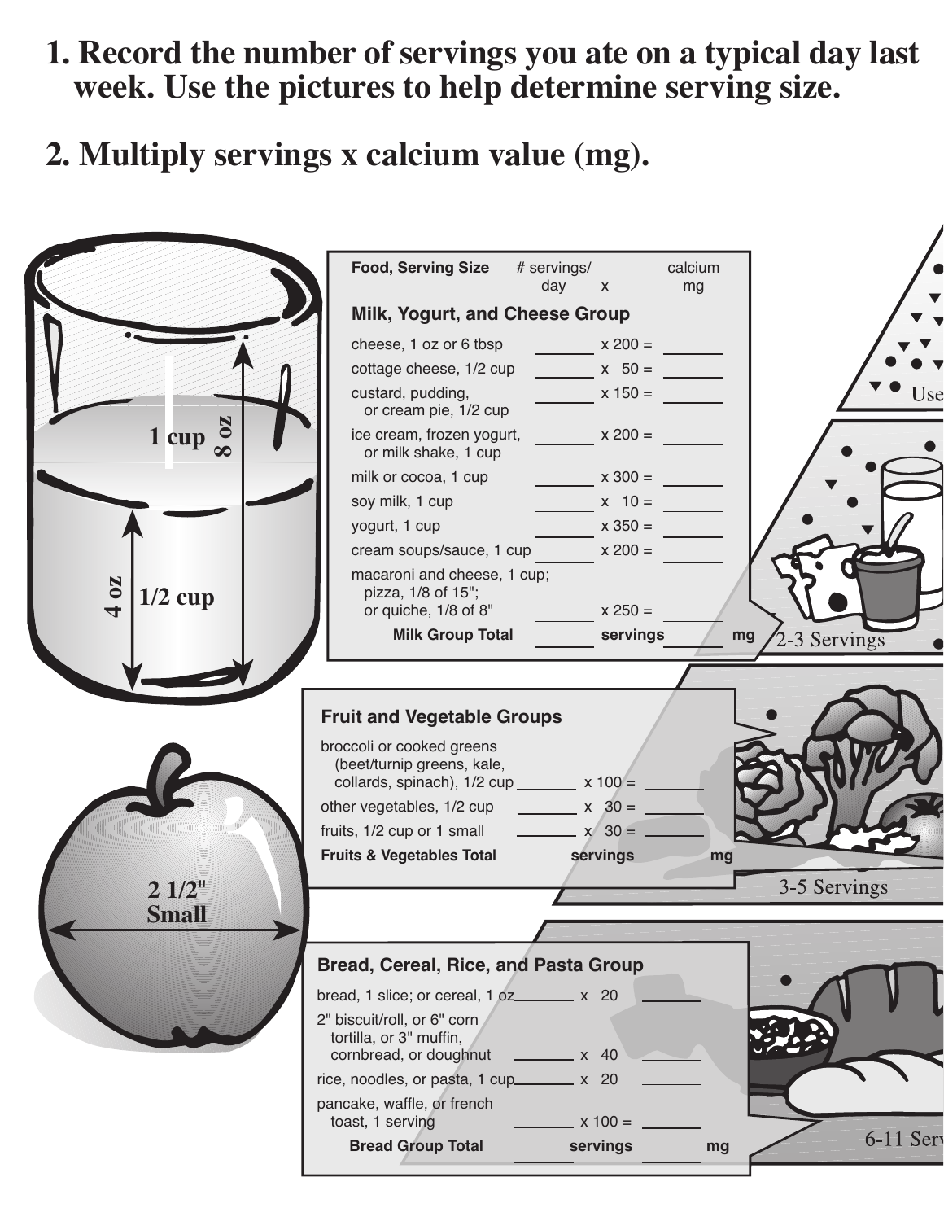1. Record the number of servings you ate on a typical day last week. Use the pictures to help determine serving size.

2. Multiply servings x calcium value (mg).

1 cup 8 oz

4 oz 1/2 cup

2 1/2" Small

| Food, Serving Size | # servings/ day | x | calcium mg |
|---|---|---|---|
| **Milk, Yogurt, and Cheese Group** | | | |
| cheese, 1 oz or 6 tbsp | ______ | x 200 = | ______ |
| cottage cheese, 1/2 cup | ______ | x 50 = | ______ |
| custard, pudding, or cream pie, 1/2 cup | ______ | x 150 = | ______ |
| ice cream, frozen yogurt, or milk shake, 1 cup | ______ | x 200 = | ______ |
| milk or cocoa, 1 cup | ______ | x 300 = | ______ |
| soy milk, 1 cup | ______ | x 10 = | ______ |
| yogurt, 1 cup | ______ | x 350 = | ______ |
| cream soups/sauce, 1 cup | ______ | x 200 = | ______ |
| macaroni and cheese, 1 cup; pizza, 1/8 of 15"; or quiche, 1/8 of 8" | ______ | x 250 = | ______ |
| **Milk Group Total** | ______ | **servings** | ______ **mg** |

2-3 Servings

| **Fruit and Vegetable Groups** | | | |
|---|---|---|---|
| broccoli or cooked greens (beet/turnip greens, kale, collards, spinach), 1/2 cup | ______ | x 100 = | ______ |
| other vegetables, 1/2 cup | ______ | x 30 = | ______ |
| fruits, 1/2 cup or 1 small | ______ | x 30 = | ______ |
| **Fruits & Vegetables Total** | ______ | **servings** | ______ **mg** |

3-5 Servings

| **Bread, Cereal, Rice, and Pasta Group** | | | |
|---|---|---|---|
| bread, 1 slice; or cereal, 1 oz | ______ | x 20 | ______ |
| 2" biscuit/roll, or 6" corn tortilla, or 3" muffin, cornbread, or doughnut | ______ | x 40 | ______ |
| rice, noodles, or pasta, 1 cup | ______ | x 20 | ______ |
| pancake, waffle, or french toast, 1 serving | ______ | x 100 = | ______ |
| **Bread Group Total** | ______ | **servings** | ______ **mg** |

6-11 Serv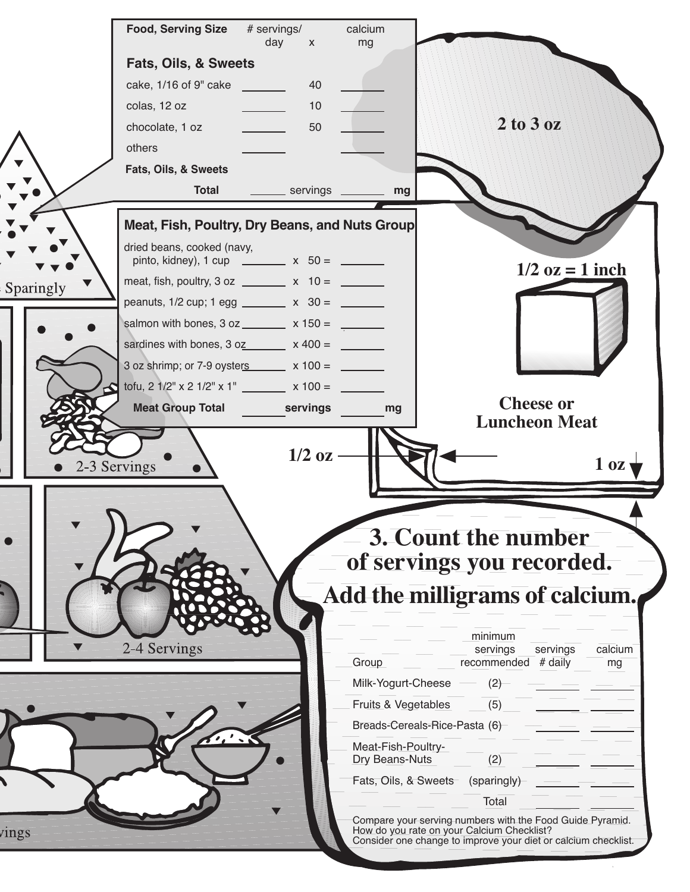| Food, Serving Size | # servings/ day | x | calcium mg |
|---|---|---|---|
| **Fats, Oils, & Sweets** | | | |
| cake, 1/16 of 9" cake | ______ | 40 | ______ |
| colas, 12 oz | ______ | 10 | ______ |
| chocolate, 1 oz | ______ | 50 | ______ |
| others | ______ | | ______ |
| **Fats, Oils, & Sweets Total** | ______ servings | | ______ mg |

| **Meat, Fish, Poultry, Dry Beans, and Nuts Group** | | | |
|---|---|---|---|
| dried beans, cooked (navy, pinto, kidney), 1 cup | ______ | x 50 = | ______ |
| meat, fish, poultry, 3 oz | ______ | x 10 = | ______ |
| peanuts, 1/2 cup; 1 egg | ______ | x 30 = | ______ |
| salmon with bones, 3 oz | ______ | x 150 = | ______ |
| sardines with bones, 3 oz | ______ | x 400 = | ______ |
| 3 oz shrimp; or 7-9 oysters | ______ | x 100 = | ______ |
| tofu, 2 1/2" x 2 1/2" x 1" | ______ | x 100 = | ______ |
| **Meat Group Total** | ______ | **servings** | ______ **mg** |

**2 to 3 oz**

**1/2 oz = 1 inch**

**Cheese or Luncheon Meat**

**1/2 oz**

**1 oz**

Sparingly

2-3 Servings

2-4 Servings

# 3. Count the number of servings you recorded. Add the milligrams of calcium.

| Group | minimum servings recommended | servings # daily | calcium mg |
|---|---|---|---|
| Milk-Yogurt-Cheese | (2) | ______ | ______ |
| Fruits & Vegetables | (5) | ______ | ______ |
| Breads-Cereals-Rice-Pasta | (6) | ______ | ______ |
| Meat-Fish-Poultry-Dry Beans-Nuts | (2) | ______ | ______ |
| Fats, Oils, & Sweets | (sparingly) | ______ | ______ |
| | Total | ______ | ______ |

Compare your serving numbers with the Food Guide Pyramid.
How do you rate on your Calcium Checklist?
Consider one change to improve your diet or calcium checklist.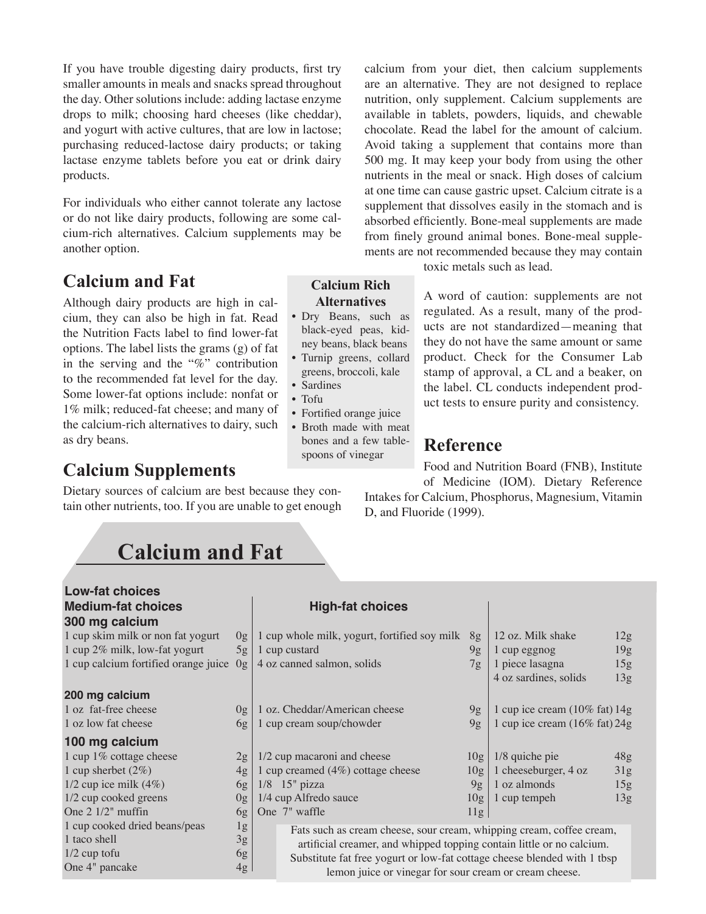If you have trouble digesting dairy products, first try smaller amounts in meals and snacks spread throughout the day. Other solutions include: adding lactase enzyme drops to milk; choosing hard cheeses (like cheddar), and yogurt with active cultures, that are low in lactose; purchasing reduced-lactose dairy products; or taking lactase enzyme tablets before you eat or drink dairy products.

For individuals who either cannot tolerate any lactose or do not like dairy products, following are some calcium-rich alternatives. Calcium supplements may be another option.

## Calcium and Fat

Although dairy products are high in calcium, they can also be high in fat. Read the Nutrition Facts label to find lower-fat options. The label lists the grams (g) of fat in the serving and the "%" contribution to the recommended fat level for the day. Some lower-fat options include: nonfat or 1% milk; reduced-fat cheese; and many of the calcium-rich alternatives to dairy, such as dry beans.

### Calcium Rich Alternatives

- Dry Beans, such as black-eyed peas, kidney beans, black beans
- Turnip greens, collard greens, broccoli, kale
- Sardines
- Tofu
- Fortified orange juice
- Broth made with meat bones and a few tablespoons of vinegar

## Calcium Supplements

Dietary sources of calcium are best because they contain other nutrients, too. If you are unable to get enough calcium from your diet, then calcium supplements are an alternative. They are not designed to replace nutrition, only supplement. Calcium supplements are available in tablets, powders, liquids, and chewable chocolate. Read the label for the amount of calcium. Avoid taking a supplement that contains more than 500 mg. It may keep your body from using the other nutrients in the meal or snack. High doses of calcium at one time can cause gastric upset. Calcium citrate is a supplement that dissolves easily in the stomach and is absorbed efficiently. Bone-meal supplements are made from finely ground animal bones. Bone-meal supplements are not recommended because they may contain toxic metals such as lead.

A word of caution: supplements are not regulated. As a result, many of the products are not standardized—meaning that they do not have the same amount or same product. Check for the Consumer Lab stamp of approval, a CL and a beaker, on the label. CL conducts independent product tests to ensure purity and consistency.

## Reference

Food and Nutrition Board (FNB), Institute of Medicine (IOM). Dietary Reference Intakes for Calcium, Phosphorus, Magnesium, Vitamin D, and Fluoride (1999).

# Calcium and Fat

| Low-fat choices | | Medium-fat choices | | High-fat choices | |
|---|---|---|---|---|---|
| **300 mg calcium** | | | | | |
| 1 cup skim milk or non fat yogurt | 0g | 1 cup whole milk, yogurt, fortified soy milk | 8g | 12 oz. Milk shake | 12g |
| 1 cup 2% milk, low-fat yogurt | 5g | 1 cup custard | 9g | 1 cup eggnog | 19g |
| 1 cup calcium fortified orange juice | 0g | 4 oz canned salmon, solids | 7g | 1 piece lasagna | 15g |
| | | | | 4 oz sardines, solids | 13g |
| **200 mg calcium** | | | | | |
| 1 oz fat-free cheese | 0g | 1 oz. Cheddar/American cheese | 9g | 1 cup ice cream (10% fat) | 14g |
| 1 oz low fat cheese | 6g | 1 cup cream soup/chowder | 9g | 1 cup ice cream (16% fat) | 24g |
| **100 mg calcium** | | | | | |
| 1 cup 1% cottage cheese | 2g | 1/2 cup macaroni and cheese | 10g | 1/8 quiche pie | 48g |
| 1 cup sherbet (2%) | 4g | 1 cup creamed (4%) cottage cheese | 10g | 1 cheeseburger, 4 oz | 31g |
| 1/2 cup ice milk (4%) | 6g | 1/8 15" pizza | 9g | 1 oz almonds | 15g |
| 1/2 cup cooked greens | 0g | 1/4 cup Alfredo sauce | 10g | 1 cup tempeh | 13g |
| One 2 1/2" muffin | 6g | One 7" waffle | 11g | | |
| 1 cup cooked dried beans/peas | 1g | | | | |
| 1 taco shell | 3g | | | | |
| 1/2 cup tofu | 6g | | | | |
| One 4" pancake | 4g | | | | |

Fats such as cream cheese, sour cream, whipping cream, coffee cream, artificial creamer, and whipped topping contain little or no calcium. Substitute fat free yogurt or low-fat cottage cheese blended with 1 tbsp lemon juice or vinegar for sour cream or cream cheese.